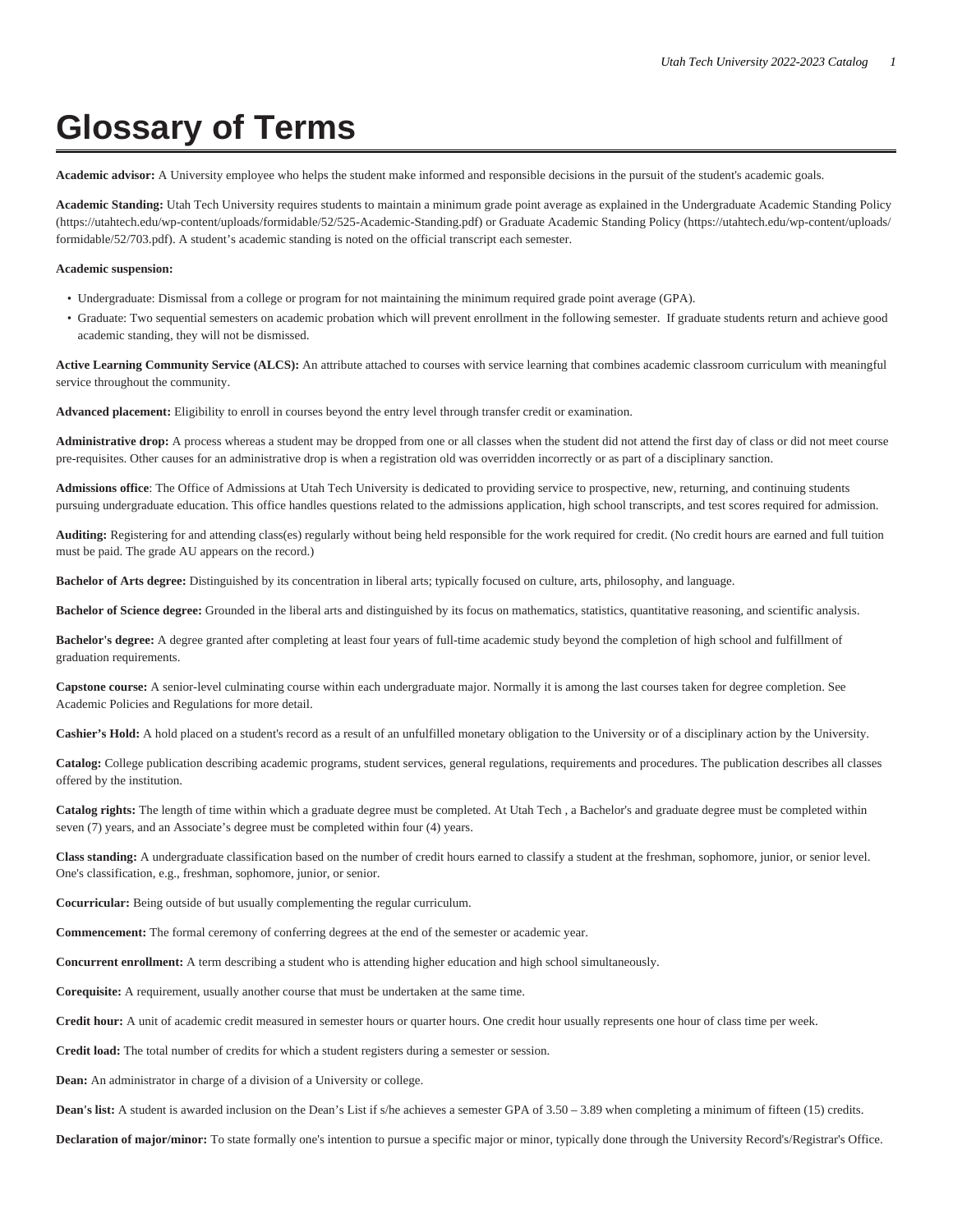# Glossary of Terms

**Academic advisor:** A University employee who helps the student make informed and responsible decisions in the pursuit of the student's academic goals.

**Academic Standing:** Utah Tech University requires students to maintain a minimum grade point average as explained in the Undergraduate Academic Standing Policy (https://utahtech.edu/wp-content/uploads/formidable/52/525-Academic-Standing.pdf) or Graduate Academic Standing Policy (https://utahtech.edu/wp-content/uploads/formidable/52/703.pdf). A student's academic standing is noted on the official transcript each semester.

**Academic suspension:**

- Undergraduate: Dismissal from a college or program for not maintaining the minimum required grade point average (GPA).
- Graduate: Two sequential semesters on academic probation which will prevent enrollment in the following semester. If graduate students return and achieve good academic standing, they will not be dismissed.

**Active Learning Community Service (ALCS):** An attribute attached to courses with service learning that combines academic classroom curriculum with meaningful service throughout the community.

**Advanced placement:** Eligibility to enroll in courses beyond the entry level through transfer credit or examination.

**Administrative drop:** A process whereas a student may be dropped from one or all classes when the student did not attend the first day of class or did not meet course pre-requisites. Other causes for an administrative drop is when a registration old was overridden incorrectly or as part of a disciplinary sanction.

**Admissions office**: The Office of Admissions at Utah Tech University is dedicated to providing service to prospective, new, returning, and continuing students pursuing undergraduate education. This office handles questions related to the admissions application, high school transcripts, and test scores required for admission.

**Auditing:** Registering for and attending class(es) regularly without being held responsible for the work required for credit. (No credit hours are earned and full tuition must be paid. The grade AU appears on the record.)

**Bachelor of Arts degree:** Distinguished by its concentration in liberal arts; typically focused on culture, arts, philosophy, and language.

**Bachelor of Science degree:** Grounded in the liberal arts and distinguished by its focus on mathematics, statistics, quantitative reasoning, and scientific analysis.

**Bachelor's degree:** A degree granted after completing at least four years of full-time academic study beyond the completion of high school and fulfillment of graduation requirements.

**Capstone course:** A senior-level culminating course within each undergraduate major. Normally it is among the last courses taken for degree completion. See Academic Policies and Regulations for more detail.

**Cashier's Hold:** A hold placed on a student's record as a result of an unfulfilled monetary obligation to the University or of a disciplinary action by the University.

**Catalog:** College publication describing academic programs, student services, general regulations, requirements and procedures. The publication describes all classes offered by the institution.

**Catalog rights:** The length of time within which a graduate degree must be completed. At Utah Tech , a Bachelor's and graduate degree must be completed within seven (7) years, and an Associate's degree must be completed within four (4) years.

**Class standing:** A undergraduate classification based on the number of credit hours earned to classify a student at the freshman, sophomore, junior, or senior level. One's classification, e.g., freshman, sophomore, junior, or senior.

**Cocurricular:** Being outside of but usually complementing the regular curriculum.

**Commencement:** The formal ceremony of conferring degrees at the end of the semester or academic year.

**Concurrent enrollment:** A term describing a student who is attending higher education and high school simultaneously.

**Corequisite:** A requirement, usually another course that must be undertaken at the same time.

**Credit hour:** A unit of academic credit measured in semester hours or quarter hours. One credit hour usually represents one hour of class time per week.

**Credit load:** The total number of credits for which a student registers during a semester or session.

**Dean:** An administrator in charge of a division of a University or college.

**Dean's list:** A student is awarded inclusion on the Dean's List if s/he achieves a semester GPA of 3.50 – 3.89 when completing a minimum of fifteen (15) credits.

**Declaration of major/minor:** To state formally one's intention to pursue a specific major or minor, typically done through the University Record's/Registrar's Office.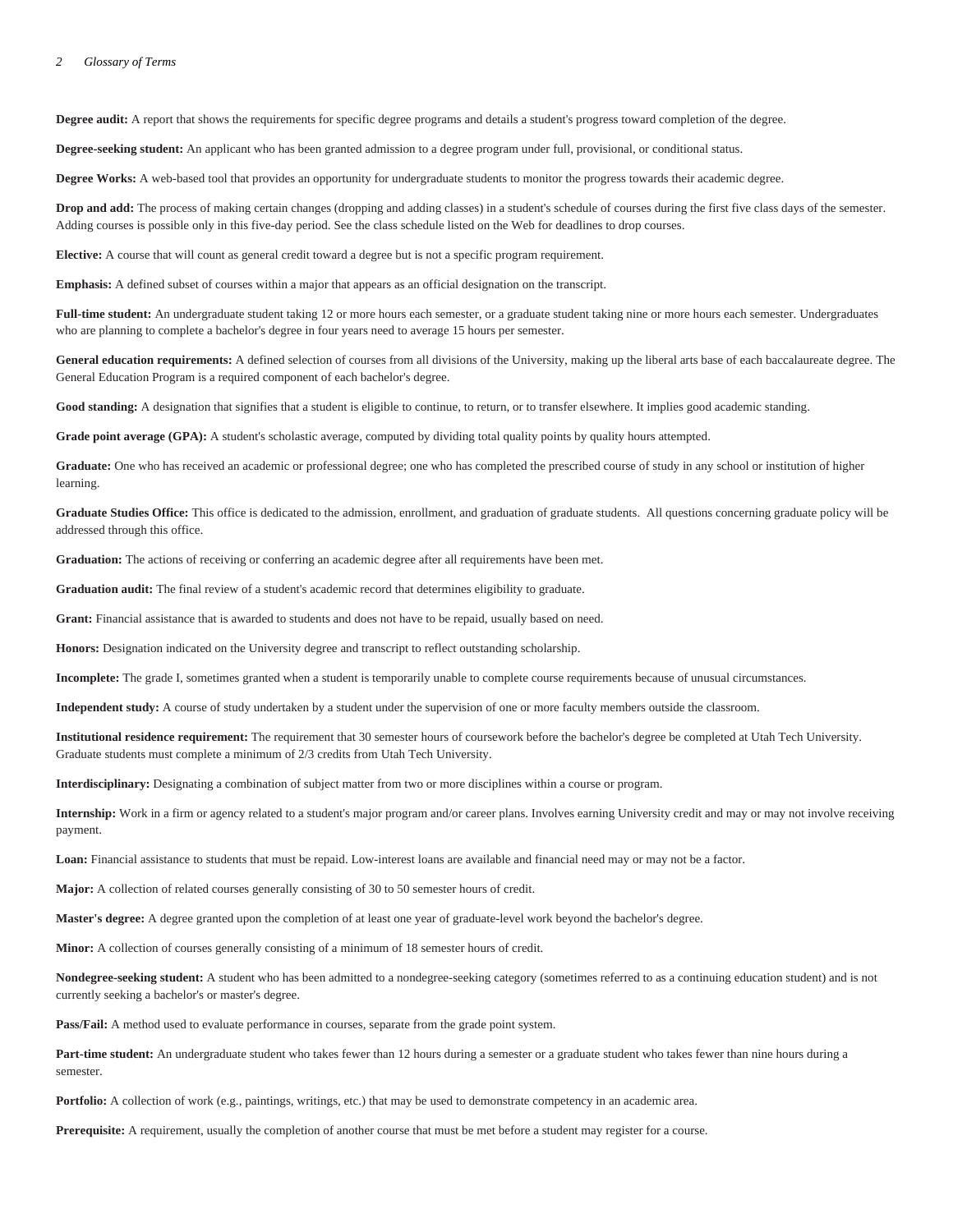**Degree audit:** A report that shows the requirements for specific degree programs and details a student's progress toward completion of the degree.

**Degree-seeking student:** An applicant who has been granted admission to a degree program under full, provisional, or conditional status.

**Degree Works:** A web-based tool that provides an opportunity for undergraduate students to monitor the progress towards their academic degree.

**Drop and add:** The process of making certain changes (dropping and adding classes) in a student's schedule of courses during the first five class days of the semester. Adding courses is possible only in this five-day period. See the class schedule listed on the Web for deadlines to drop courses.

**Elective:** A course that will count as general credit toward a degree but is not a specific program requirement.

**Emphasis:** A defined subset of courses within a major that appears as an official designation on the transcript.

**Full-time student:** An undergraduate student taking 12 or more hours each semester, or a graduate student taking nine or more hours each semester. Undergraduates who are planning to complete a bachelor's degree in four years need to average 15 hours per semester.

**General education requirements:** A defined selection of courses from all divisions of the University, making up the liberal arts base of each baccalaureate degree. The General Education Program is a required component of each bachelor's degree.

**Good standing:** A designation that signifies that a student is eligible to continue, to return, or to transfer elsewhere. It implies good academic standing.

**Grade point average (GPA):** A student's scholastic average, computed by dividing total quality points by quality hours attempted.

**Graduate:** One who has received an academic or professional degree; one who has completed the prescribed course of study in any school or institution of higher learning.

**Graduate Studies Office:** This office is dedicated to the admission, enrollment, and graduation of graduate students. All questions concerning graduate policy will be addressed through this office.

**Graduation:** The actions of receiving or conferring an academic degree after all requirements have been met.

**Graduation audit:** The final review of a student's academic record that determines eligibility to graduate.

**Grant:** Financial assistance that is awarded to students and does not have to be repaid, usually based on need.

**Honors:** Designation indicated on the University degree and transcript to reflect outstanding scholarship.

**Incomplete:** The grade I, sometimes granted when a student is temporarily unable to complete course requirements because of unusual circumstances.

**Independent study:** A course of study undertaken by a student under the supervision of one or more faculty members outside the classroom.

**Institutional residence requirement:** The requirement that 30 semester hours of coursework before the bachelor's degree be completed at Utah Tech University. Graduate students must complete a minimum of 2/3 credits from Utah Tech University.

**Interdisciplinary:** Designating a combination of subject matter from two or more disciplines within a course or program.

**Internship:** Work in a firm or agency related to a student's major program and/or career plans. Involves earning University credit and may or may not involve receiving payment.

**Loan:** Financial assistance to students that must be repaid. Low-interest loans are available and financial need may or may not be a factor.

**Major:** A collection of related courses generally consisting of 30 to 50 semester hours of credit.

**Master's degree:** A degree granted upon the completion of at least one year of graduate-level work beyond the bachelor's degree.

**Minor:** A collection of courses generally consisting of a minimum of 18 semester hours of credit.

**Nondegree-seeking student:** A student who has been admitted to a nondegree-seeking category (sometimes referred to as a continuing education student) and is not currently seeking a bachelor's or master's degree.

**Pass/Fail:** A method used to evaluate performance in courses, separate from the grade point system.

**Part-time student:** An undergraduate student who takes fewer than 12 hours during a semester or a graduate student who takes fewer than nine hours during a semester.

**Portfolio:** A collection of work (e.g., paintings, writings, etc.) that may be used to demonstrate competency in an academic area.

**Prerequisite:** A requirement, usually the completion of another course that must be met before a student may register for a course.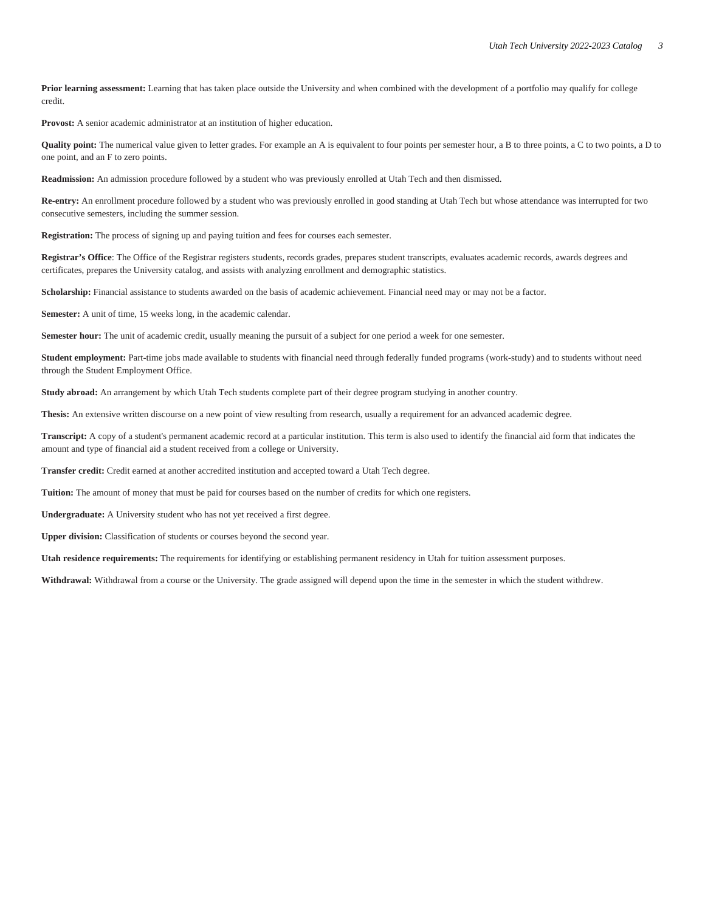**Prior learning assessment:** Learning that has taken place outside the University and when combined with the development of a portfolio may qualify for college credit.

**Provost:** A senior academic administrator at an institution of higher education.

**Quality point:** The numerical value given to letter grades. For example an A is equivalent to four points per semester hour, a B to three points, a C to two points, a D to one point, and an F to zero points.

**Readmission:** An admission procedure followed by a student who was previously enrolled at Utah Tech and then dismissed.

**Re-entry:** An enrollment procedure followed by a student who was previously enrolled in good standing at Utah Tech but whose attendance was interrupted for two consecutive semesters, including the summer session.

**Registration:** The process of signing up and paying tuition and fees for courses each semester.

**Registrar's Office**: The Office of the Registrar registers students, records grades, prepares student transcripts, evaluates academic records, awards degrees and certificates, prepares the University catalog, and assists with analyzing enrollment and demographic statistics.

**Scholarship:** Financial assistance to students awarded on the basis of academic achievement. Financial need may or may not be a factor.

**Semester:** A unit of time, 15 weeks long, in the academic calendar.

**Semester hour:** The unit of academic credit, usually meaning the pursuit of a subject for one period a week for one semester.

**Student employment:** Part-time jobs made available to students with financial need through federally funded programs (work-study) and to students without need through the Student Employment Office.

**Study abroad:** An arrangement by which Utah Tech students complete part of their degree program studying in another country.

**Thesis:** An extensive written discourse on a new point of view resulting from research, usually a requirement for an advanced academic degree.

**Transcript:** A copy of a student's permanent academic record at a particular institution. This term is also used to identify the financial aid form that indicates the amount and type of financial aid a student received from a college or University.

**Transfer credit:** Credit earned at another accredited institution and accepted toward a Utah Tech degree.

**Tuition:** The amount of money that must be paid for courses based on the number of credits for which one registers.

**Undergraduate:** A University student who has not yet received a first degree.

**Upper division:** Classification of students or courses beyond the second year.

**Utah residence requirements:** The requirements for identifying or establishing permanent residency in Utah for tuition assessment purposes.

**Withdrawal:** Withdrawal from a course or the University. The grade assigned will depend upon the time in the semester in which the student withdrew.